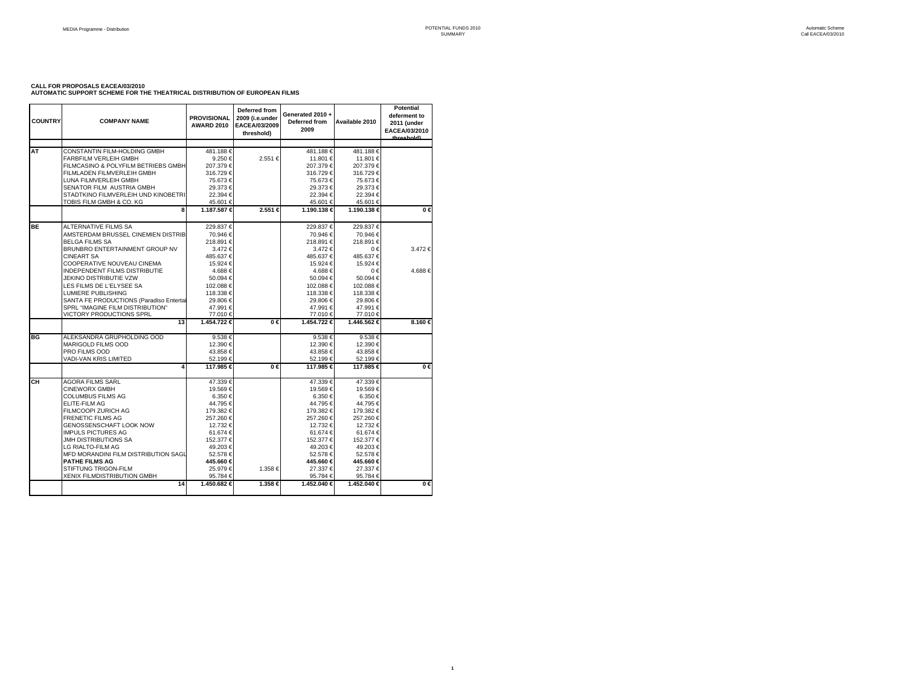**CALL FOR PROPOSALS EACEA/03/2010**
**AUTOMATIC SUPPORT SCHEME FOR THE THEATRICAL DISTRIBUTION OF EUROPEAN FILMS**

| COUNTRY | COMPANY NAME | PROVISIONAL AWARD 2010 | Deferred from 2009 (i.e.under EACEA/03/2009 threshold) | Generated 2010 + Deferred from 2009 | Available 2010 | Potential deferment to 2011 (under EACEA/03/2010 threshold) |
|---|---|---|---|---|---|---|
| AT | CONSTANTIN FILM-HOLDING GMBH | 481.188 € | | 481.188 € | 481.188 € | |
| | FARBFILM VERLEIH GMBH | 9.250 € | 2.551 € | 11.801 € | 11.801 € | |
| | FILMCASINO & POLYFILM BETRIEBS GMBH | 207.379 € | | 207.379 € | 207.379 € | |
| | FILMLADEN FILMVERLEIH GMBH | 316.729 € | | 316.729 € | 316.729 € | |
| | LUNA FILMVERLEIH GMBH | 75.673 € | | 75.673 € | 75.673 € | |
| | SENATOR FILM AUSTRIA GMBH | 29.373 € | | 29.373 € | 29.373 € | |
| | STADTKINO FILMVERLEIH UND KINOBETRI | 22.394 € | | 22.394 € | 22.394 € | |
| | TOBIS FILM GMBH & CO. KG | 45.601 € | | 45.601 € | 45.601 € | |
| | **8** | **1.187.587 €** | **2.551 €** | **1.190.138 €** | **1.190.138 €** | **0 €** |
| BE | ALTERNATIVE FILMS SA | 229.837 € | | 229.837 € | 229.837 € | |
| | AMSTERDAM BRUSSEL CINEMIEN DISTRIB | 70.946 € | | 70.946 € | 70.946 € | |
| | BELGA FILMS SA | 218.891 € | | 218.891 € | 218.891 € | |
| | BRUNBRO ENTERTAINMENT GROUP NV | 3.472 € | | 3.472 € | 0 € | 3.472 € |
| | CINEART SA | 485.637 € | | 485.637 € | 485.637 € | |
| | COOPERATIVE NOUVEAU CINEMA | 15.924 € | | 15.924 € | 15.924 € | |
| | INDEPENDENT FILMS DISTRIBUTIE | 4.688 € | | 4.688 € | 0 € | 4.688 € |
| | JEKINO DISTRIBUTIE VZW | 50.094 € | | 50.094 € | 50.094 € | |
| | LES FILMS DE L'ELYSEE SA | 102.088 € | | 102.088 € | 102.088 € | |
| | LUMIERE PUBLISHING | 118.338 € | | 118.338 € | 118.338 € | |
| | SANTA FE PRODUCTIONS (Paradiso Entertai | 29.806 € | | 29.806 € | 29.806 € | |
| | SPRL "IMAGINE FILM DISTRIBUTION" | 47.991 € | | 47.991 € | 47.991 € | |
| | VICTORY PRODUCTIONS SPRL | 77.010 € | | 77.010 € | 77.010 € | |
| | **13** | **1.454.722 €** | **0 €** | **1.454.722 €** | **1.446.562 €** | **8.160 €** |
| BG | ALEKSANDRA GRUPHOLDING OOD | 9.538 € | | 9.538 € | 9.538 € | |
| | MARIGOLD FILMS OOD | 12.390 € | | 12.390 € | 12.390 € | |
| | PRO FILMS OOD | 43.858 € | | 43.858 € | 43.858 € | |
| | VADI-VAN KRIS LIMITED | 52.199 € | | 52.199 € | 52.199 € | |
| | **4** | **117.985 €** | **0 €** | **117.985 €** | **117.985 €** | **0 €** |
| CH | AGORA FILMS SARL | 47.339 € | | 47.339 € | 47.339 € | |
| | CINEWORX GMBH | 19.569 € | | 19.569 € | 19.569 € | |
| | COLUMBUS FILMS AG | 6.350 € | | 6.350 € | 6.350 € | |
| | ELITE-FILM AG | 44.795 € | | 44.795 € | 44.795 € | |
| | FILMCOOPI ZURICH AG | 179.382 € | | 179.382 € | 179.382 € | |
| | FRENETIC FILMS AG | 257.260 € | | 257.260 € | 257.260 € | |
| | GENOSSENSCHAFT LOOK NOW | 12.732 € | | 12.732 € | 12.732 € | |
| | IMPULS PICTURES AG | 61.674 € | | 61.674 € | 61.674 € | |
| | JMH DISTRIBUTIONS SA | 152.377 € | | 152.377 € | 152.377 € | |
| | LG RIALTO-FILM AG | 49.203 € | | 49.203 € | 49.203 € | |
| | MFD MORANDINI FILM DISTRIBUTION SAGL | 52.578 € | | 52.578 € | 52.578 € | |
| | **PATHE FILMS AG** | **445.660 €** | | **445.660 €** | **445.660 €** | |
| | STIFTUNG TRIGON-FILM | 25.979 € | 1.358 € | 27.337 € | 27.337 € | |
| | XENIX FILMDISTRIBUTION GMBH | 95.784 € | | 95.784 € | 95.784 € | |
| | **14** | **1.450.682 €** | **1.358 €** | **1.452.040 €** | **1.452.040 €** | **0 €** |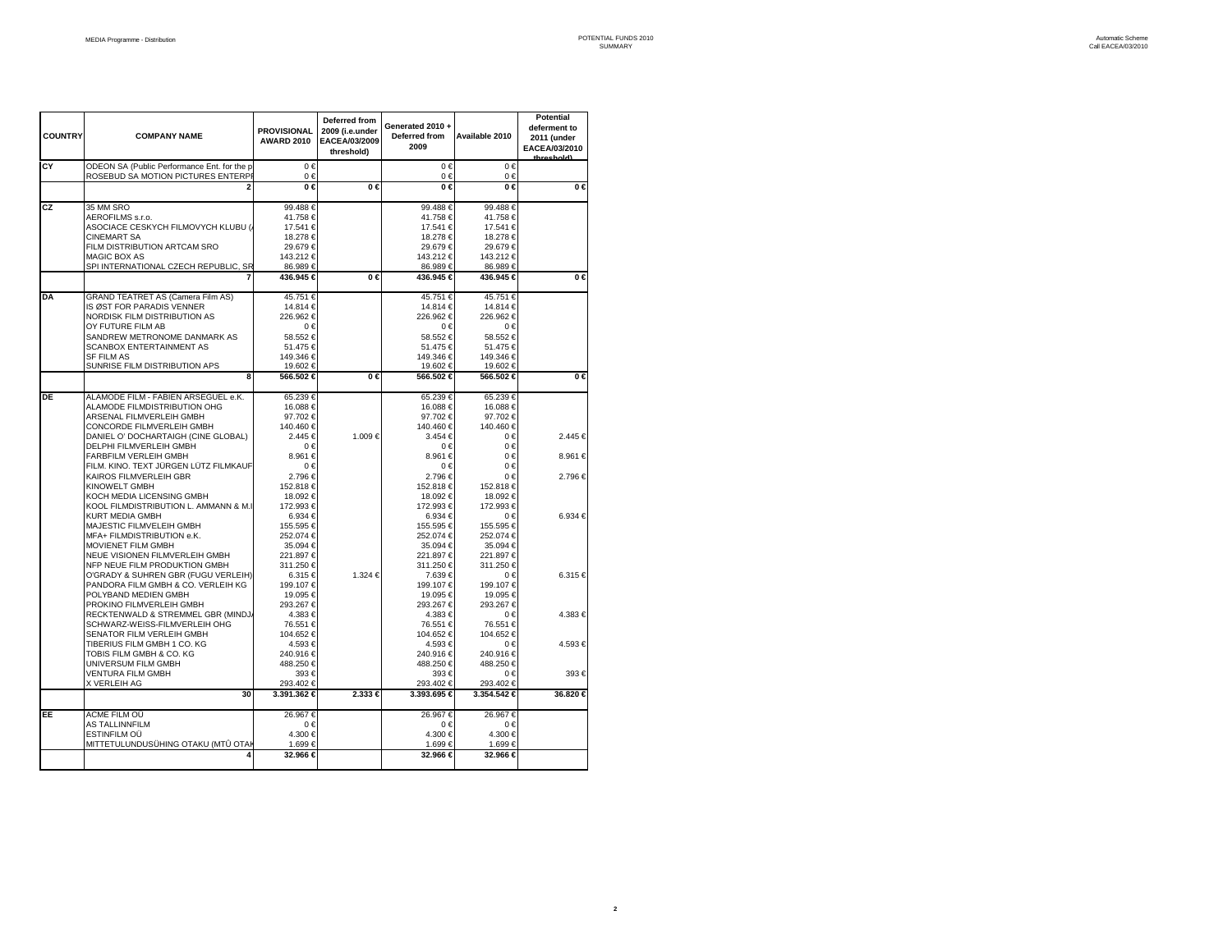| COUNTRY | COMPANY NAME | PROVISIONAL AWARD 2010 | Deferred from 2009 (i.e.under EACEA/03/2009 threshold) | Generated 2010 + Deferred from 2009 | Available 2010 | Potential deferment to 2011 (under EACEA/03/2010 threshold) |
|---|---|---|---|---|---|---|
| CY | ODEON SA (Public Performance Ent. for the p | 0 € | | 0 € | 0 € | |
| | ROSEBUD SA MOTION PICTURES ENTERPI | 0 € | | 0 € | 0 € | |
| | 2 | 0 € | 0 € | 0 € | 0 € | 0 € |
| CZ | 35 MM SRO | 99.488 € | | 99.488 € | 99.488 € | |
| | AEROFILMS s.r.o. | 41.758 € | | 41.758 € | 41.758 € | |
| | ASOCIACE CESKYCH FILMOVYCH KLUBU (/ | 17.541 € | | 17.541 € | 17.541 € | |
| | CINEMART SA | 18.278 € | | 18.278 € | 18.278 € | |
| | FILM DISTRIBUTION ARTCAM SRO | 29.679 € | | 29.679 € | 29.679 € | |
| | MAGIC BOX AS | 143.212 € | | 143.212 € | 143.212 € | |
| | SPI INTERNATIONAL CZECH REPUBLIC, SR | 86.989 € | | 86.989 € | 86.989 € | |
| | 7 | 436.945 € | 0 € | 436.945 € | 436.945 € | 0 € |
| DA | GRAND TEATRET AS (Camera Film AS) | 45.751 € | | 45.751 € | 45.751 € | |
| | IS ØST FOR PARADIS VENNER | 14.814 € | | 14.814 € | 14.814 € | |
| | NORDISK FILM DISTRIBUTION AS | 226.962 € | | 226.962 € | 226.962 € | |
| | OY FUTURE FILM AB | 0 € | | 0 € | 0 € | |
| | SANDREW METRONOME DANMARK AS | 58.552 € | | 58.552 € | 58.552 € | |
| | SCANBOX ENTERTAINMENT AS | 51.475 € | | 51.475 € | 51.475 € | |
| | SF FILM AS | 149.346 € | | 149.346 € | 149.346 € | |
| | SUNRISE FILM DISTRIBUTION APS | 19.602 € | | 19.602 € | 19.602 € | |
| | 8 | 566.502 € | 0 € | 566.502 € | 566.502 € | 0 € |
| DE | ALAMODE FILM - FABIEN ARSEGUEL e.K. | 65.239 € | | 65.239 € | 65.239 € | |
| | ALAMODE FILMDISTRIBUTION OHG | 16.088 € | | 16.088 € | 16.088 € | |
| | ARSENAL FILMVERLEIH GMBH | 97.702 € | | 97.702 € | 97.702 € | |
| | CONCORDE FILMVERLEIH GMBH | 140.460 € | | 140.460 € | 140.460 € | |
| | DANIEL O' DOCHARTAIGH (CINE GLOBAL) | 2.445 € | 1.009 € | 3.454 € | 0 € | 2.445 € |
| | DELPHI FILMVERLEIH GMBH | 0 € | | 0 € | 0 € | |
| | FARBFILM VERLEIH GMBH | 8.961 € | | 8.961 € | 0 € | 8.961 € |
| | FILM. KINO. TEXT JÜRGEN LÜTZ FILMKAUF | 0 € | | 0 € | 0 € | |
| | KAIROS FILMVERLEIH GBR | 2.796 € | | 2.796 € | 0 € | 2.796 € |
| | KINOWELT GMBH | 152.818 € | | 152.818 € | 152.818 € | |
| | KOCH MEDIA LICENSING GMBH | 18.092 € | | 18.092 € | 18.092 € | |
| | KOOL FILMDISTRIBUTION L. AMMANN & M.I | 172.993 € | | 172.993 € | 172.993 € | |
| | KURT MEDIA GMBH | 6.934 € | | 6.934 € | 0 € | 6.934 € |
| | MAJESTIC FILMVELEIH GMBH | 155.595 € | | 155.595 € | 155.595 € | |
| | MFA+ FILMDISTRIBUTION e.K. | 252.074 € | | 252.074 € | 252.074 € | |
| | MOVIENET FILM GMBH | 35.094 € | | 35.094 € | 35.094 € | |
| | NEUE VISIONEN FILMVERLEIH GMBH | 221.897 € | | 221.897 € | 221.897 € | |
| | NFP NEUE FILM PRODUKTION GMBH | 311.250 € | | 311.250 € | 311.250 € | |
| | O'GRADY & SUHREN GBR (FUGU VERLEIH) | 6.315 € | 1.324 € | 7.639 € | 0 € | 6.315 € |
| | PANDORA FILM GMBH & CO. VERLEIH KG | 199.107 € | | 199.107 € | 199.107 € | |
| | POLYBAND MEDIEN GMBH | 19.095 € | | 19.095 € | 19.095 € | |
| | PROKINO FILMVERLEIH GMBH | 293.267 € | | 293.267 € | 293.267 € | |
| | RECKTENWALD & STREMMEL GBR (MINDJ/ | 4.383 € | | 4.383 € | 0 € | 4.383 € |
| | SCHWARZ-WEISS-FILMVERLEIH OHG | 76.551 € | | 76.551 € | 76.551 € | |
| | SENATOR FILM VERLEIH GMBH | 104.652 € | | 104.652 € | 104.652 € | |
| | TIBERIUS FILM GMBH 1 CO. KG | 4.593 € | | 4.593 € | 0 € | 4.593 € |
| | TOBIS FILM GMBH & CO. KG | 240.916 € | | 240.916 € | 240.916 € | |
| | UNIVERSUM FILM GMBH | 488.250 € | | 488.250 € | 488.250 € | |
| | VENTURA FILM GMBH | 393 € | | 393 € | 0 € | 393 € |
| | X VERLEIH AG | 293.402 € | | 293.402 € | 293.402 € | |
| | 30 | 3.391.362 € | 2.333 € | 3.393.695 € | 3.354.542 € | 36.820 € |
| EE | ACME FILM OÜ | 26.967 € | | 26.967 € | 26.967 € | |
| | AS TALLINNFILM | 0 € | | 0 € | 0 € | |
| | ESTINFILM OÜ | 4.300 € | | 4.300 € | 4.300 € | |
| | MITTETULUNDUSÜHING OTAKU (MTÜ OTAI | 1.699 € | | 1.699 € | 1.699 € | |
| | 4 | 32.966 € | | 32.966 € | 32.966 € | |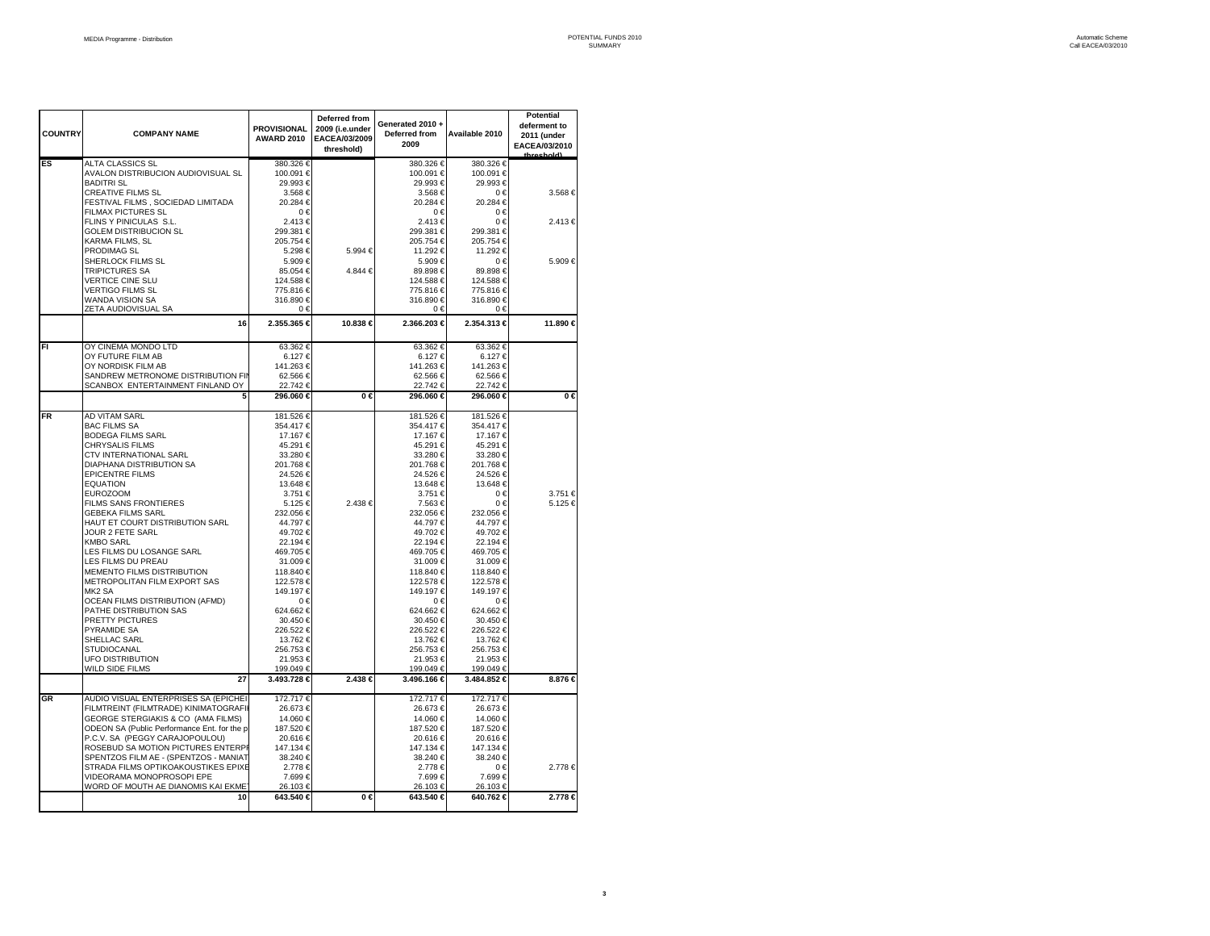| COUNTRY | COMPANY NAME | PROVISIONAL AWARD 2010 | Deferred from 2009 (i.e.under EACEA/03/2009 threshold) | Generated 2010 + Deferred from 2009 | Available 2010 | Potential deferment to 2011 (under EACEA/03/2010 threshold) |
|---|---|---|---|---|---|---|
| ES | ALTA CLASSICS SL | 380.326 € | | 380.326 € | 380.326 € | |
| | AVALON DISTRIBUCION AUDIOVISUAL SL | 100.091 € | | 100.091 € | 100.091 € | |
| | BADITRI SL | 29.993 € | | 29.993 € | 29.993 € | |
| | CREATIVE FILMS SL | 3.568 € | | 3.568 € | 0 € | 3.568 € |
| | FESTIVAL FILMS , SOCIEDAD LIMITADA | 20.284 € | | 20.284 € | 20.284 € | |
| | FILMAX PICTURES SL | 0 € | | 0 € | 0 € | |
| | FLINS Y PINICULAS S.L. | 2.413 € | | 2.413 € | 0 € | 2.413 € |
| | GOLEM DISTRIBUCION SL | 299.381 € | | 299.381 € | 299.381 € | |
| | KARMA FILMS, SL | 205.754 € | | 205.754 € | 205.754 € | |
| | PRODIMAG SL | 5.298 € | 5.994 € | 11.292 € | 11.292 € | |
| | SHERLOCK FILMS SL | 5.909 € | | 5.909 € | 0 € | 5.909 € |
| | TRIPICTURES SA | 85.054 € | 4.844 € | 89.898 € | 89.898 € | |
| | VERTICE CINE SLU | 124.588 € | | 124.588 € | 124.588 € | |
| | VERTIGO FILMS SL | 775.816 € | | 775.816 € | 775.816 € | |
| | WANDA VISION SA | 316.890 € | | 316.890 € | 316.890 € | |
| | ZETA AUDIOVISUAL SA | 0 € | | 0 € | 0 € | |
| | **16** | **2.355.365 €** | **10.838 €** | **2.366.203 €** | **2.354.313 €** | **11.890 €** |
| FI | OY CINEMA MONDO LTD | 63.362 € | | 63.362 € | 63.362 € | |
| | OY FUTURE FILM AB | 6.127 € | | 6.127 € | 6.127 € | |
| | OY NORDISK FILM AB | 141.263 € | | 141.263 € | 141.263 € | |
| | SANDREW METRONOME DISTRIBUTION FIN | 62.566 € | | 62.566 € | 62.566 € | |
| | SCANBOX ENTERTAINMENT FINLAND OY | 22.742 € | | 22.742 € | 22.742 € | |
| | **5** | **296.060 €** | **0 €** | **296.060 €** | **296.060 €** | **0 €** |
| FR | AD VITAM SARL | 181.526 € | | 181.526 € | 181.526 € | |
| | BAC FILMS SA | 354.417 € | | 354.417 € | 354.417 € | |
| | BODEGA FILMS SARL | 17.167 € | | 17.167 € | 17.167 € | |
| | CHRYSALIS FILMS | 45.291 € | | 45.291 € | 45.291 € | |
| | CTV INTERNATIONAL SARL | 33.280 € | | 33.280 € | 33.280 € | |
| | DIAPHANA DISTRIBUTION SA | 201.768 € | | 201.768 € | 201.768 € | |
| | EPICENTRE FILMS | 24.526 € | | 24.526 € | 24.526 € | |
| | EQUATION | 13.648 € | | 13.648 € | 13.648 € | |
| | EUROZOOM | 3.751 € | | 3.751 € | 0 € | 3.751 € |
| | FILMS SANS FRONTIERES | 5.125 € | 2.438 € | 7.563 € | 0 € | 5.125 € |
| | GEBEKA FILMS SARL | 232.056 € | | 232.056 € | 232.056 € | |
| | HAUT ET COURT DISTRIBUTION SARL | 44.797 € | | 44.797 € | 44.797 € | |
| | JOUR 2 FETE SARL | 49.702 € | | 49.702 € | 49.702 € | |
| | KMBO SARL | 22.194 € | | 22.194 € | 22.194 € | |
| | LES FILMS DU LOSANGE SARL | 469.705 € | | 469.705 € | 469.705 € | |
| | LES FILMS DU PREAU | 31.009 € | | 31.009 € | 31.009 € | |
| | MEMENTO FILMS DISTRIBUTION | 118.840 € | | 118.840 € | 118.840 € | |
| | METROPOLITAN FILM EXPORT SAS | 122.578 € | | 122.578 € | 122.578 € | |
| | MK2 SA | 149.197 € | | 149.197 € | 149.197 € | |
| | OCEAN FILMS DISTRIBUTION (AFMD) | 0 € | | 0 € | 0 € | |
| | PATHE DISTRIBUTION SAS | 624.662 € | | 624.662 € | 624.662 € | |
| | PRETTY PICTURES | 30.450 € | | 30.450 € | 30.450 € | |
| | PYRAMIDE SA | 226.522 € | | 226.522 € | 226.522 € | |
| | SHELLAC SARL | 13.762 € | | 13.762 € | 13.762 € | |
| | STUDIOCANAL | 256.753 € | | 256.753 € | 256.753 € | |
| | UFO DISTRIBUTION | 21.953 € | | 21.953 € | 21.953 € | |
| | WILD SIDE FILMS | 199.049 € | | 199.049 € | 199.049 € | |
| | **27** | **3.493.728 €** | **2.438 €** | **3.496.166 €** | **3.484.852 €** | **8.876 €** |
| GR | AUDIO VISUAL ENTERPRISES SA (EPICHEI | 172.717 € | | 172.717 € | 172.717 € | |
| | FILMTREINT (FILMTRADE) KINIMATOGRAFI | 26.673 € | | 26.673 € | 26.673 € | |
| | GEORGE STERGIAKIS & CO (AMA FILMS) | 14.060 € | | 14.060 € | 14.060 € | |
| | ODEON SA (Public Performance Ent. for the p | 187.520 € | | 187.520 € | 187.520 € | |
| | P.C.V. SA (PEGGY CARAJOPOULOU) | 20.616 € | | 20.616 € | 20.616 € | |
| | ROSEBUD SA MOTION PICTURES ENTERPI | 147.134 € | | 147.134 € | 147.134 € | |
| | SPENTZOS FILM AE - (SPENTZOS - MANIAT | 38.240 € | | 38.240 € | 38.240 € | |
| | STRADA FILMS OPTIKOAKOUSTIKES EPIXE | 2.778 € | | 2.778 € | 0 € | 2.778 € |
| | VIDEORAMA MONOPROSOPI EPE | 7.699 € | | 7.699 € | 7.699 € | |
| | WORD OF MOUTH AE DIANOMIS KAI EKME | 26.103 € | | 26.103 € | 26.103 € | |
| | **10** | **643.540 €** | **0 €** | **643.540 €** | **640.762 €** | **2.778 €** |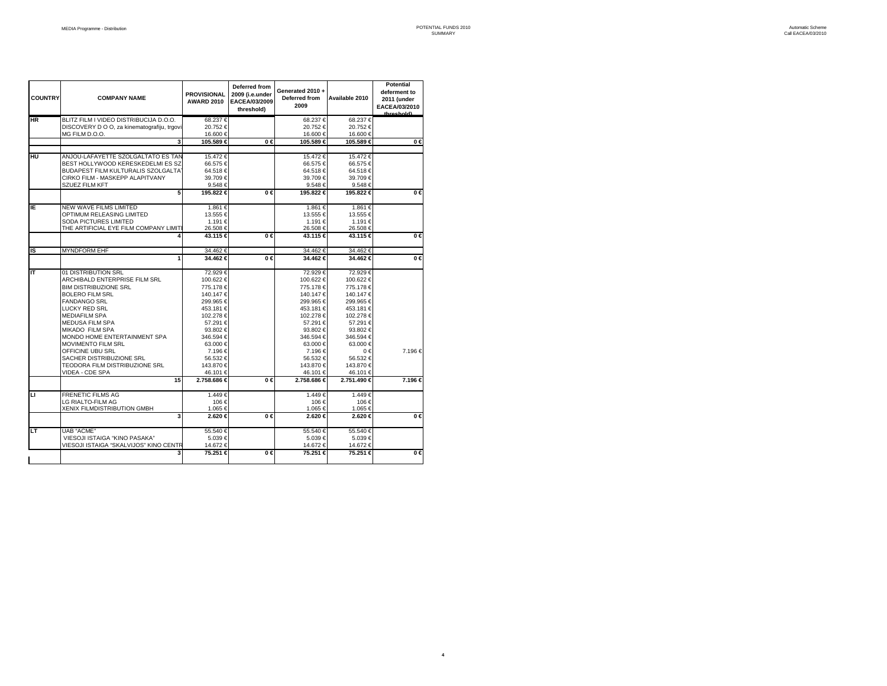| COUNTRY | COMPANY NAME | PROVISIONAL AWARD 2010 | Deferred from 2009 (i.e.under EACEA/03/2009 threshold) | Generated 2010 + Deferred from 2009 | Available 2010 | Potential deferment to 2011 (under EACEA/03/2010 threshold) |
|---|---|---|---|---|---|---|
| HR | BLITZ FILM I VIDEO DISTRIBUCIJA D.O.O. | 68.237 € | | 68.237 € | 68.237 € | |
| | DISCOVERY D O O, za kinematografiju, trgovi | 20.752 € | | 20.752 € | 20.752 € | |
| | MG FILM D.O.O. | 16.600 € | | 16.600 € | 16.600 € | |
| | 3 | 105.589 € | 0 € | 105.589 € | 105.589 € | 0 € |
| HU | ANJOU-LAFAYETTE SZOLGALTATO ES TAN | 15.472 € | | 15.472 € | 15.472 € | |
| | BEST HOLLYWOOD KERESKEDELMI ES SZ | 66.575 € | | 66.575 € | 66.575 € | |
| | BUDAPEST FILM KULTURALIS SZOLGALTA | 64.518 € | | 64.518 € | 64.518 € | |
| | CIRKO FILM - MASKEPP ALAPITVANY | 39.709 € | | 39.709 € | 39.709 € | |
| | SZUEZ FILM KFT | 9.548 € | | 9.548 € | 9.548 € | |
| | 5 | 195.822 € | 0 € | 195.822 € | 195.822 € | 0 € |
| IE | NEW WAVE FILMS LIMITED | 1.861 € | | 1.861 € | 1.861 € | |
| | OPTIMUM RELEASING LIMITED | 13.555 € | | 13.555 € | 13.555 € | |
| | SODA PICTURES LIMITED | 1.191 € | | 1.191 € | 1.191 € | |
| | THE ARTIFICIAL EYE FILM COMPANY LIMITI | 26.508 € | | 26.508 € | 26.508 € | |
| | 4 | 43.115 € | 0 € | 43.115 € | 43.115 € | 0 € |
| IS | MYNDFORM EHF | 34.462 € | | 34.462 € | 34.462 € | |
| | 1 | 34.462 € | 0 € | 34.462 € | 34.462 € | 0 € |
| IT | 01 DISTRIBUTION SRL | 72.929 € | | 72.929 € | 72.929 € | |
| | ARCHIBALD ENTERPRISE FILM SRL | 100.622 € | | 100.622 € | 100.622 € | |
| | BIM DISTRIBUZIONE SRL | 775.178 € | | 775.178 € | 775.178 € | |
| | BOLERO FILM SRL | 140.147 € | | 140.147 € | 140.147 € | |
| | FANDANGO SRL | 299.965 € | | 299.965 € | 299.965 € | |
| | LUCKY RED SRL | 453.181 € | | 453.181 € | 453.181 € | |
| | MEDIAFILM SPA | 102.278 € | | 102.278 € | 102.278 € | |
| | MEDUSA FILM SPA | 57.291 € | | 57.291 € | 57.291 € | |
| | MIKADO FILM SPA | 93.802 € | | 93.802 € | 93.802 € | |
| | MONDO HOME ENTERTAINMENT SPA | 346.594 € | | 346.594 € | 346.594 € | |
| | MOVIMENTO FILM SRL | 63.000 € | | 63.000 € | 63.000 € | |
| | OFFICINE UBU SRL | 7.196 € | | 7.196 € | 0 € | 7.196 € |
| | SACHER DISTRIBUZIONE SRL | 56.532 € | | 56.532 € | 56.532 € | |
| | TEODORA FILM DISTRIBUZIONE SRL | 143.870 € | | 143.870 € | 143.870 € | |
| | VIDEA - CDE SPA | 46.101 € | | 46.101 € | 46.101 € | |
| | 15 | 2.758.686 € | 0 € | 2.758.686 € | 2.751.490 € | 7.196 € |
| LI | FRENETIC FILMS AG | 1.449 € | | 1.449 € | 1.449 € | |
| | LG RIALTO-FILM AG | 106 € | | 106 € | 106 € | |
| | XENIX FILMDISTRIBUTION GMBH | 1.065 € | | 1.065 € | 1.065 € | |
| | 3 | 2.620 € | 0 € | 2.620 € | 2.620 € | 0 € |
| LT | UAB "ACME" | 55.540 € | | 55.540 € | 55.540 € | |
| | VIESOJI ISTAIGA "KINO PASAKA" | 5.039 € | | 5.039 € | 5.039 € | |
| | VIESOJI ISTAIGA "SKALVIJOS" KINO CENTR | 14.672 € | | 14.672 € | 14.672 € | |
| | 3 | 75.251 € | 0 € | 75.251 € | 75.251 € | 0 € |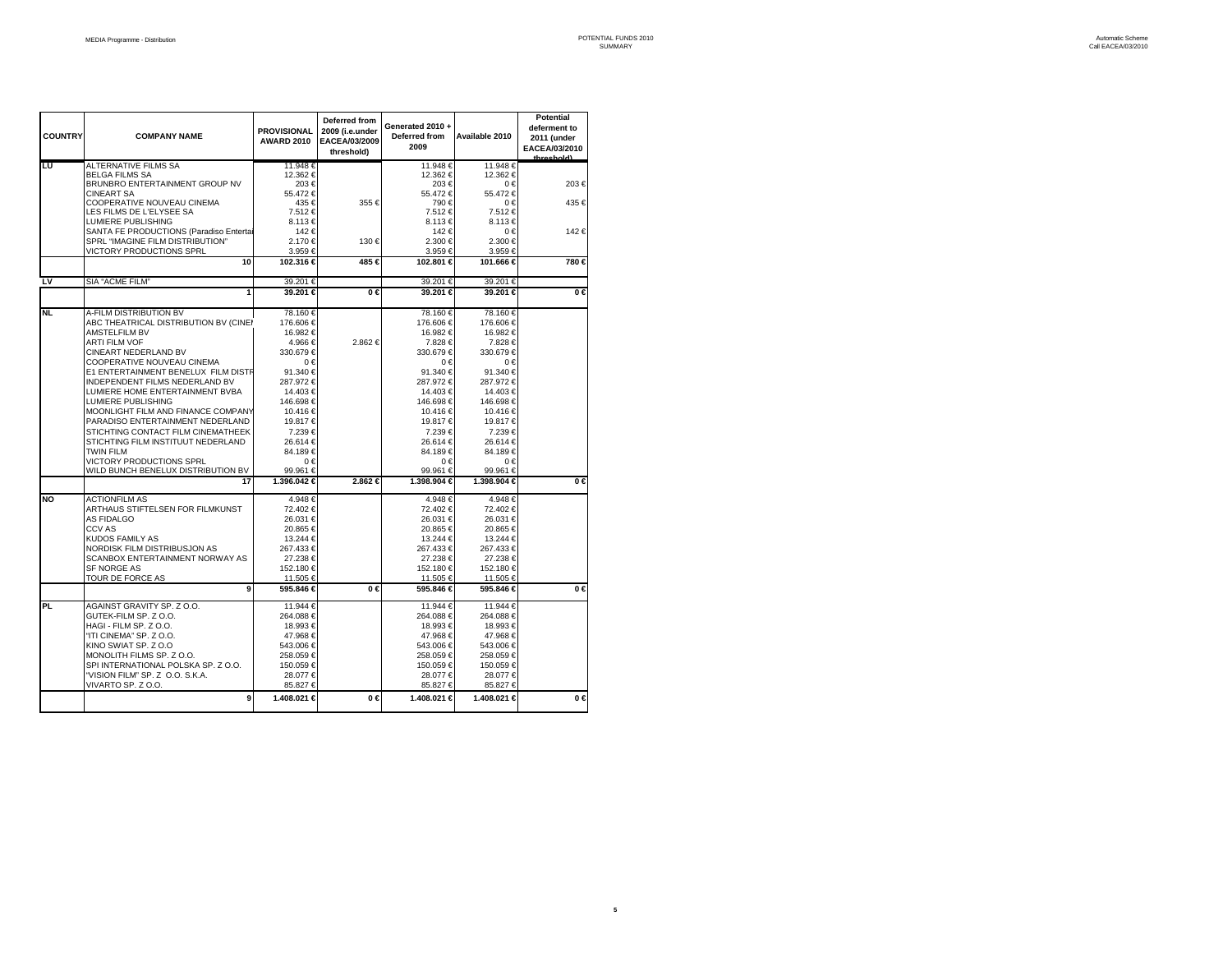| COUNTRY | COMPANY NAME | PROVISIONAL AWARD 2010 | Deferred from 2009 (i.e.under EACEA/03/2009 threshold) | Generated 2010 + Deferred from 2009 | Available 2010 | Potential deferment to 2011 (under EACEA/03/2010 threshold) |
|---|---|---|---|---|---|---|
| LU | ALTERNATIVE FILMS SA | 11.948 € | | 11.948 € | 11.948 € | |
| | BELGA FILMS SA | 12.362 € | | 12.362 € | 12.362 € | |
| | BRUNBRO ENTERTAINMENT GROUP NV | 203 € | | 203 € | 0 € | 203 € |
| | CINEART SA | 55.472 € | | 55.472 € | 55.472 € | |
| | COOPERATIVE NOUVEAU CINEMA | 435 € | 355 € | 790 € | 0 € | 435 € |
| | LES FILMS DE L'ELYSEE SA | 7.512 € | | 7.512 € | 7.512 € | |
| | LUMIERE PUBLISHING | 8.113 € | | 8.113 € | 8.113 € | |
| | SANTA FE PRODUCTIONS (Paradiso Entertai | 142 € | | 142 € | 0 € | 142 € |
| | SPRL "IMAGINE FILM DISTRIBUTION" | 2.170 € | 130 € | 2.300 € | 2.300 € | |
| | VICTORY PRODUCTIONS SPRL | 3.959 € | | 3.959 € | 3.959 € | |
| | **10** | **102.316 €** | **485 €** | **102.801 €** | **101.666 €** | **780 €** |
| LV | SIA "ACME FILM" | 39.201 € | | 39.201 € | 39.201 € | |
| | **1** | **39.201 €** | **0 €** | **39.201 €** | **39.201 €** | **0 €** |
| NL | A-FILM DISTRIBUTION BV | 78.160 € | | 78.160 € | 78.160 € | |
| | ABC THEATRICAL DISTRIBUTION BV (CINEI | 176.606 € | | 176.606 € | 176.606 € | |
| | AMSTELFILM BV | 16.982 € | | 16.982 € | 16.982 € | |
| | ARTI FILM VOF | 4.966 € | 2.862 € | 7.828 € | 7.828 € | |
| | CINEART NEDERLAND BV | 330.679 € | | 330.679 € | 330.679 € | |
| | COOPERATIVE NOUVEAU CINEMA | 0 € | | 0 € | 0 € | |
| | E1 ENTERTAINMENT BENELUX FILM DISTR | 91.340 € | | 91.340 € | 91.340 € | |
| | INDEPENDENT FILMS NEDERLAND BV | 287.972 € | | 287.972 € | 287.972 € | |
| | LUMIERE HOME ENTERTAINMENT BVBA | 14.403 € | | 14.403 € | 14.403 € | |
| | LUMIERE PUBLISHING | 146.698 € | | 146.698 € | 146.698 € | |
| | MOONLIGHT FILM AND FINANCE COMPANY | 10.416 € | | 10.416 € | 10.416 € | |
| | PARADISO ENTERTAINMENT NEDERLAND | 19.817 € | | 19.817 € | 19.817 € | |
| | STICHTING CONTACT FILM CINEMATHEEK | 7.239 € | | 7.239 € | 7.239 € | |
| | STICHTING FILM INSTITUUT NEDERLAND | 26.614 € | | 26.614 € | 26.614 € | |
| | TWIN FILM | 84.189 € | | 84.189 € | 84.189 € | |
| | VICTORY PRODUCTIONS SPRL | 0 € | | 0 € | 0 € | |
| | WILD BUNCH BENELUX DISTRIBUTION BV | 99.961 € | | 99.961 € | 99.961 € | |
| | **17** | **1.396.042 €** | **2.862 €** | **1.398.904 €** | **1.398.904 €** | **0 €** |
| NO | ACTIONFILM AS | 4.948 € | | 4.948 € | 4.948 € | |
| | ARTHAUS STIFTELSEN FOR FILMKUNST | 72.402 € | | 72.402 € | 72.402 € | |
| | AS FIDALGO | 26.031 € | | 26.031 € | 26.031 € | |
| | CCV AS | 20.865 € | | 20.865 € | 20.865 € | |
| | KUDOS FAMILY AS | 13.244 € | | 13.244 € | 13.244 € | |
| | NORDISK FILM DISTRIBUSJON AS | 267.433 € | | 267.433 € | 267.433 € | |
| | SCANBOX ENTERTAINMENT NORWAY AS | 27.238 € | | 27.238 € | 27.238 € | |
| | SF NORGE AS | 152.180 € | | 152.180 € | 152.180 € | |
| | TOUR DE FORCE AS | 11.505 € | | 11.505 € | 11.505 € | |
| | **9** | **595.846 €** | **0 €** | **595.846 €** | **595.846 €** | **0 €** |
| PL | AGAINST GRAVITY SP. Z O.O. | 11.944 € | | 11.944 € | 11.944 € | |
| | GUTEK-FILM SP. Z O.O. | 264.088 € | | 264.088 € | 264.088 € | |
| | HAGI - FILM SP. Z O.O. | 18.993 € | | 18.993 € | 18.993 € | |
| | "ITI CINEMA" SP. Z O.O. | 47.968 € | | 47.968 € | 47.968 € | |
| | KINO SWIAT SP. Z O.O | 543.006 € | | 543.006 € | 543.006 € | |
| | MONOLITH FILMS SP. Z O.O. | 258.059 € | | 258.059 € | 258.059 € | |
| | SPI INTERNATIONAL POLSKA SP. Z O.O. | 150.059 € | | 150.059 € | 150.059 € | |
| | "VISION FILM" SP. Z O.O. S.K.A. | 28.077 € | | 28.077 € | 28.077 € | |
| | VIVARTO SP. Z O.O. | 85.827 € | | 85.827 € | 85.827 € | |
| | **9** | **1.408.021 €** | **0 €** | **1.408.021 €** | **1.408.021 €** | **0 €** |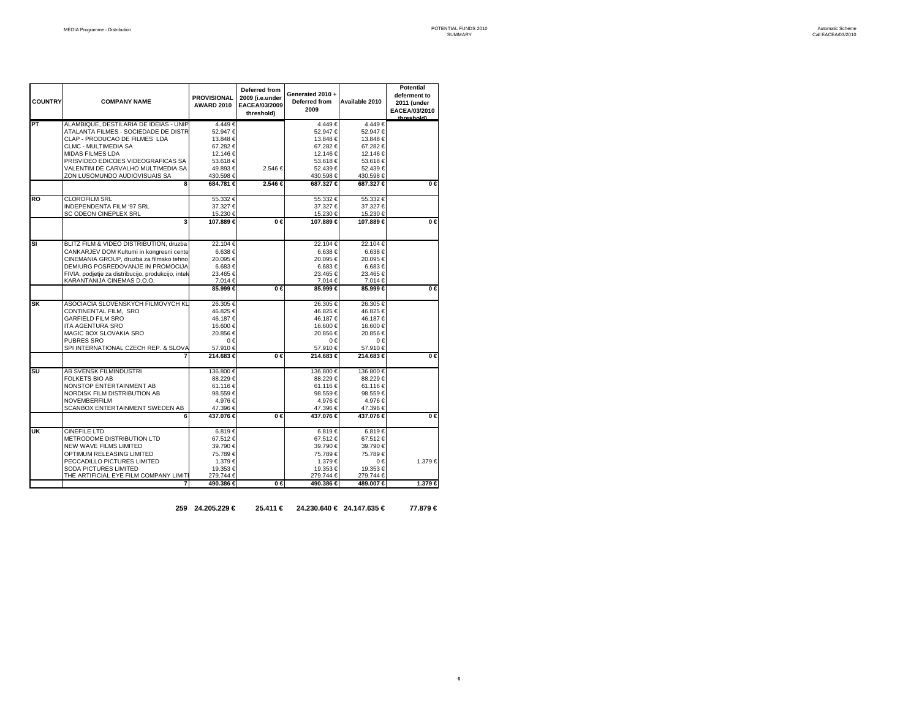| COUNTRY | COMPANY NAME | PROVISIONAL AWARD 2010 | Deferred from 2009 (i.e.under EACEA/03/2009 threshold) | Generated 2010 + Deferred from 2009 | Available 2010 | Potential deferment to 2011 (under EACEA/03/2010 threshold) |
|---|---|---|---|---|---|---|
| PT | ALAMBIQUE, DESTILARIA DE IDEIAS - UNIP | 4.449 € | | 4.449 € | 4.449 € | |
| | ATALANTA FILMES - SOCIEDADE DE DISTR | 52.947 € | | 52.947 € | 52.947 € | |
| | CLAP - PRODUCAO DE FILMES LDA | 13.848 € | | 13.848 € | 13.848 € | |
| | CLMC - MULTIMEDIA SA | 67.282 € | | 67.282 € | 67.282 € | |
| | MIDAS FILMES LDA | 12.146 € | | 12.146 € | 12.146 € | |
| | PRISVIDEO EDICOES VIDEOGRAFICAS SA | 53.618 € | | 53.618 € | 53.618 € | |
| | VALENTIM DE CARVALHO MULTIMEDIA SA | 49.893 € | 2.546 € | 52.439 € | 52.439 € | |
| | ZON LUSOMUNDO AUDIOVISUAIS SA | 430.598 € | | 430.598 € | 430.598 € | |
| | **8** | **684.781 €** | **2.546 €** | **687.327 €** | **687.327 €** | **0 €** |
| RO | CLOROFILM SRL | 55.332 € | | 55.332 € | 55.332 € | |
| | INDEPENDENTA FILM '97 SRL | 37.327 € | | 37.327 € | 37.327 € | |
| | SC ODEON CINEPLEX SRL | 15.230 € | | 15.230 € | 15.230 € | |
| | **3** | **107.889 €** | **0 €** | **107.889 €** | **107.889 €** | **0 €** |
| SI | BLITZ FILM & VIDEO DISTRIBUTION, druzba | 22.104 € | | 22.104 € | 22.104 € | |
| | CANKARJEV DOM Kulturni in kongresni cente | 6.638 € | | 6.638 € | 6.638 € | |
| | CINEMANIA GROUP, druzba za filmsko tehno | 20.095 € | | 20.095 € | 20.095 € | |
| | DEMIURG POSREDOVANJE IN PROMOCIJA | 6.683 € | | 6.683 € | 6.683 € | |
| | FIVIA, podjetje za distribucijo, produkcijo, intel | 23.465 € | | 23.465 € | 23.465 € | |
| | KARANTANIJA CINEMAS D.O.O. | 7.014 € | | 7.014 € | 7.014 € | |
| | | **85.999 €** | **0 €** | **85.999 €** | **85.999 €** | **0 €** |
| SK | ASOCIACIA SLOVENSKYCH FILMOVYCH KL | 26.305 € | | 26.305 € | 26.305 € | |
| | CONTINENTAL FILM, SRO | 46.825 € | | 46.825 € | 46.825 € | |
| | GARFIELD FILM SRO | 46.187 € | | 46.187 € | 46.187 € | |
| | ITA AGENTURA SRO | 16.600 € | | 16.600 € | 16.600 € | |
| | MAGIC BOX SLOVAKIA SRO | 20.856 € | | 20.856 € | 20.856 € | |
| | PUBRES SRO | 0 € | | 0 € | 0 € | |
| | SPI INTERNATIONAL CZECH REP. & SLOVA | 57.910 € | | 57.910 € | 57.910 € | |
| | **7** | **214.683 €** | **0 €** | **214.683 €** | **214.683 €** | **0 €** |
| SU | AB SVENSK FILMINDUSTRI | 136.800 € | | 136.800 € | 136.800 € | |
| | FOLKETS BIO AB | 88.229 € | | 88.229 € | 88.229 € | |
| | NONSTOP ENTERTAINMENT AB | 61.116 € | | 61.116 € | 61.116 € | |
| | NORDISK FILM DISTRIBUTION AB | 98.559 € | | 98.559 € | 98.559 € | |
| | NOVEMBERFILM | 4.976 € | | 4.976 € | 4.976 € | |
| | SCANBOX ENTERTAINMENT SWEDEN AB | 47.396 € | | 47.396 € | 47.396 € | |
| | **6** | **437.076 €** | **0 €** | **437.076 €** | **437.076 €** | **0 €** |
| UK | CINEFILE LTD | 6.819 € | | 6.819 € | 6.819 € | |
| | METRODOME DISTRIBUTION LTD | 67.512 € | | 67.512 € | 67.512 € | |
| | NEW WAVE FILMS LIMITED | 39.790 € | | 39.790 € | 39.790 € | |
| | OPTIMUM RELEASING LIMITED | 75.789 € | | 75.789 € | 75.789 € | |
| | PECCADILLO PICTURES LIMITED | 1.379 € | | 1.379 € | 0 € | 1.379 € |
| | SODA PICTURES LIMITED | 19.353 € | | 19.353 € | 19.353 € | |
| | THE ARTIFICIAL EYE FILM COMPANY LIMITI | 279.744 € | | 279.744 € | 279.744 € | |
| | **7** | **490.386 €** | **0 €** | **490.386 €** | **489.007 €** | **1.379 €** |
| | **259** | **24.205.229 €** | **25.411 €** | **24.230.640 €** | **24.147.635 €** | **77.879 €** |